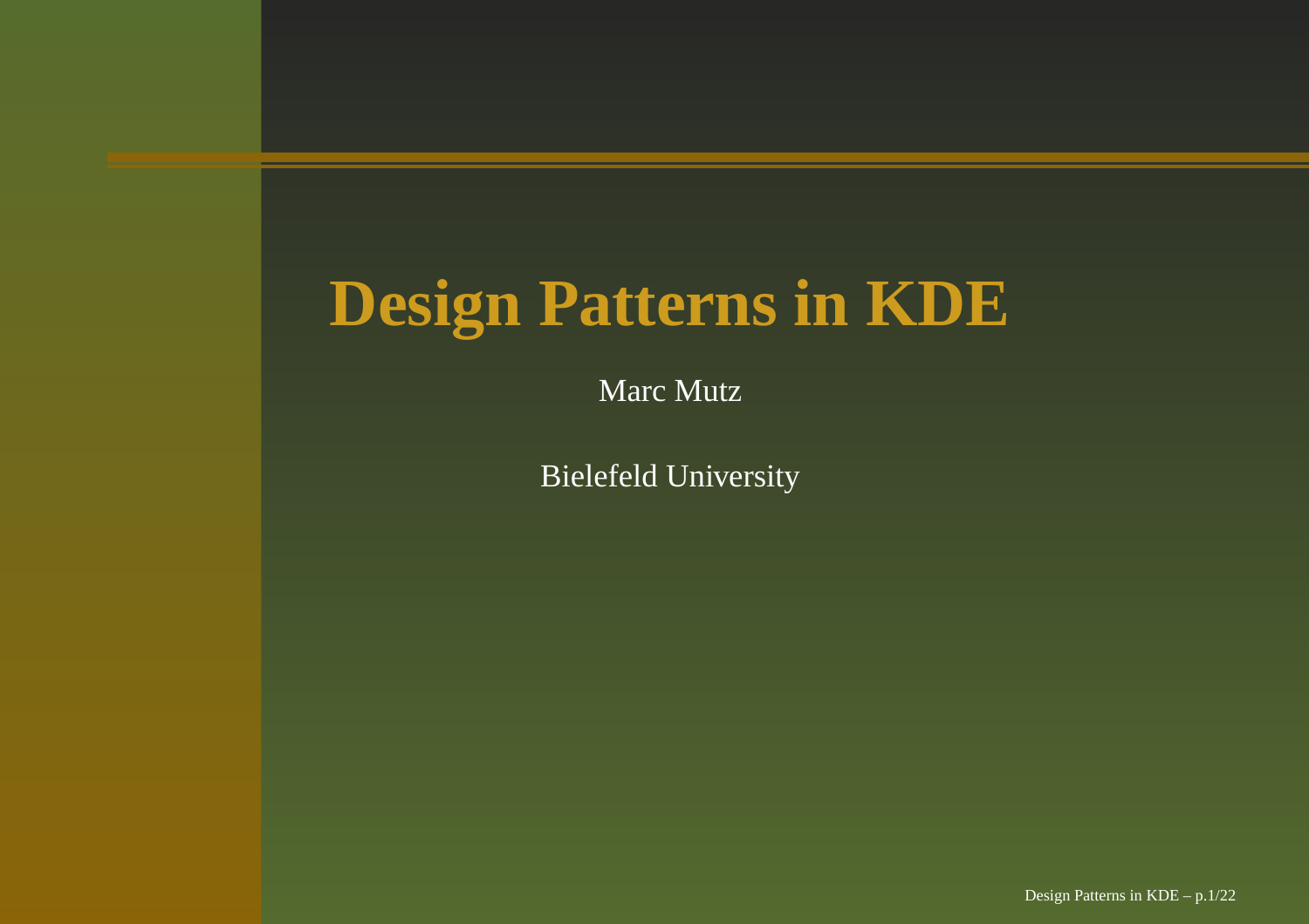# Design Patterns in KDE

Marc Mutz

Bielefeld University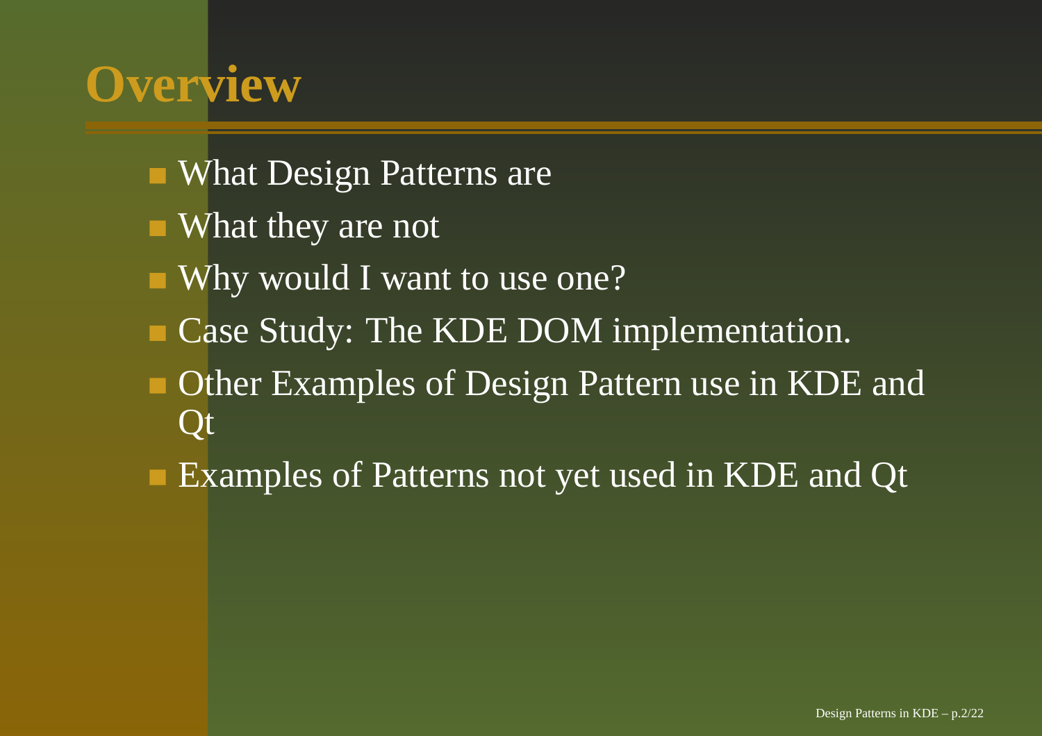# Overview

- What Design Patterns are
- What they are not
- Why would I want to use one?
- Case Study: The KDE DOM implementation.
- Other Examples of Design Pattern use in KDE and Qt
- Examples of Patterns not yet used in KDE and Qt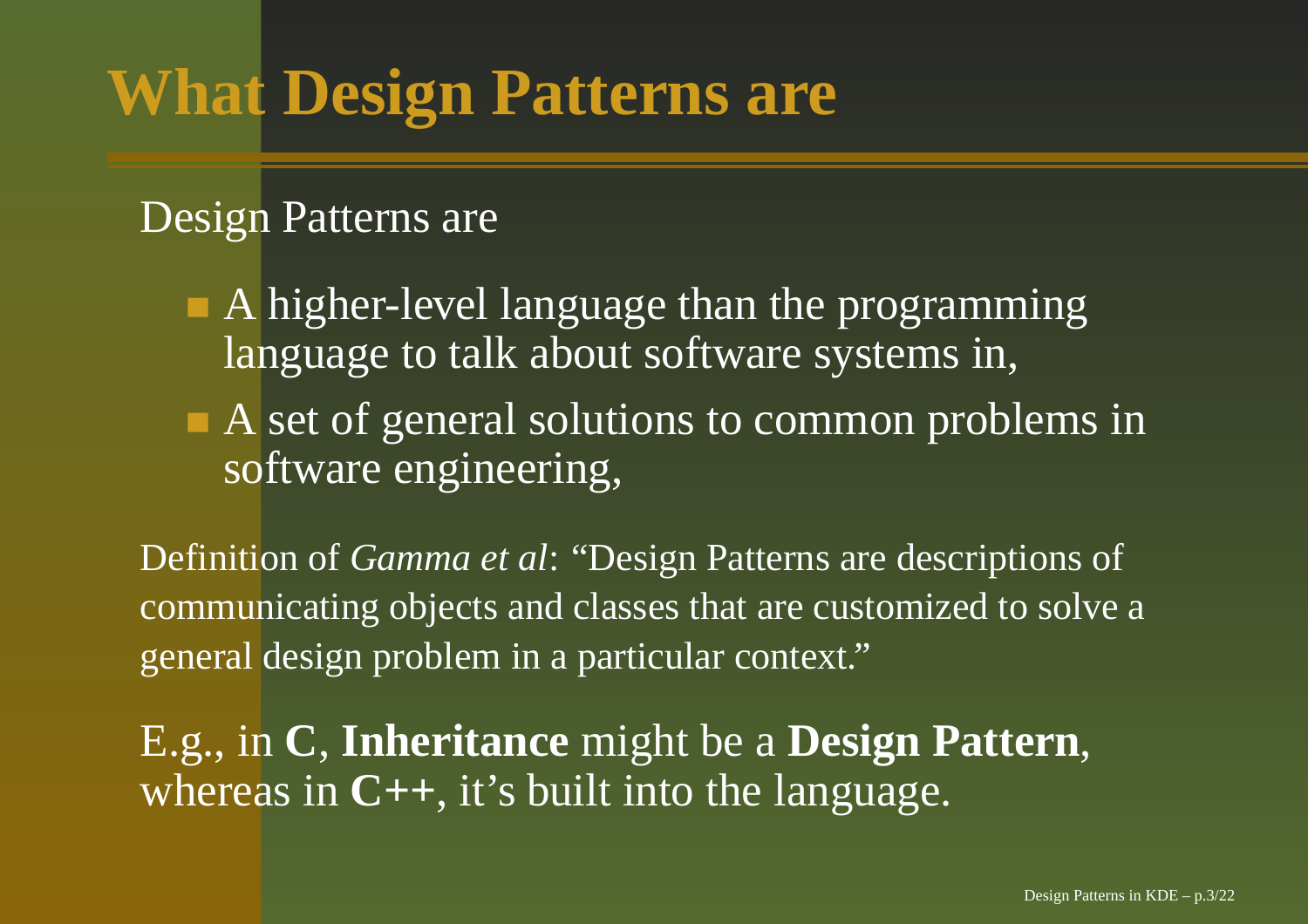# What Design Patterns are

Design Patterns are

- A higher-level language than the programming language to talk about software systems in,
- A set of general solutions to common problems in software engineering,

Definition of *Gamma et al*: "Design Patterns are descriptions of communicating objects and classes that are customized to solve a general design problem in a particular context."

E.g., in **C**, **Inheritance** might be a **Design Pattern**, whereas in **C++**, it's built into the language.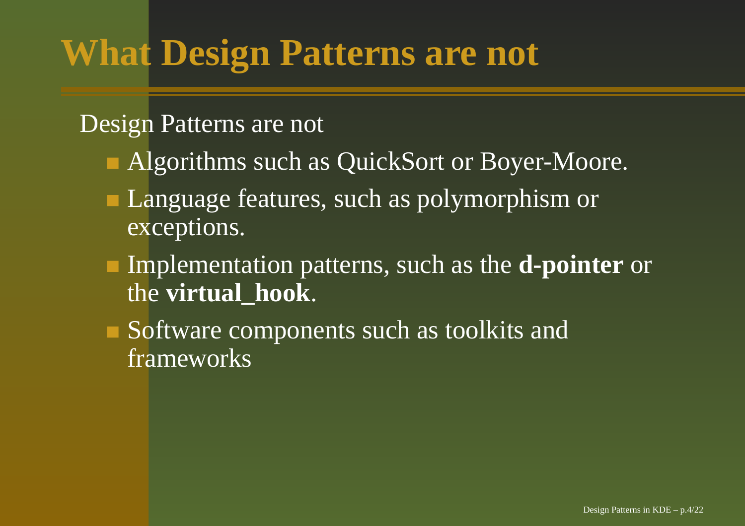# What Design Patterns are not

Design Patterns are not

- Algorithms such as QuickSort or Boyer-Moore.
- Language features, such as polymorphism or exceptions.
- Implementation patterns, such as the **d-pointer** or the **virtual_hook**.
- Software components such as toolkits and frameworks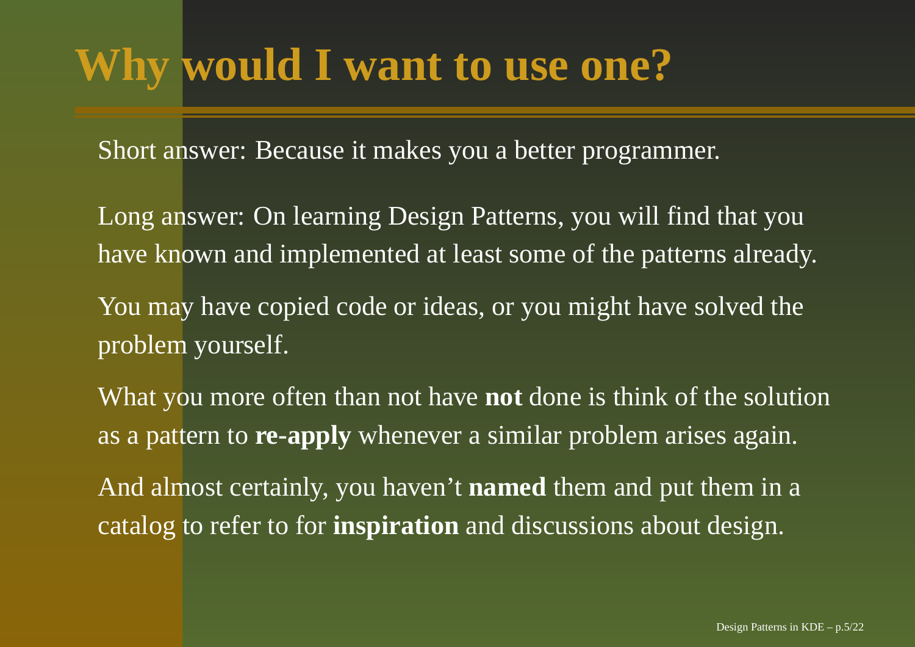# Why would I want to use one?

Short answer: Because it makes you a better programmer.

Long answer: On learning Design Patterns, you will find that you have known and implemented at least some of the patterns already.

You may have copied code or ideas, or you might have solved the problem yourself.

What you more often than not have **not** done is think of the solution as a pattern to **re-apply** whenever a similar problem arises again.

And almost certainly, you haven't **named** them and put them in a catalog to refer to for **inspiration** and discussions about design.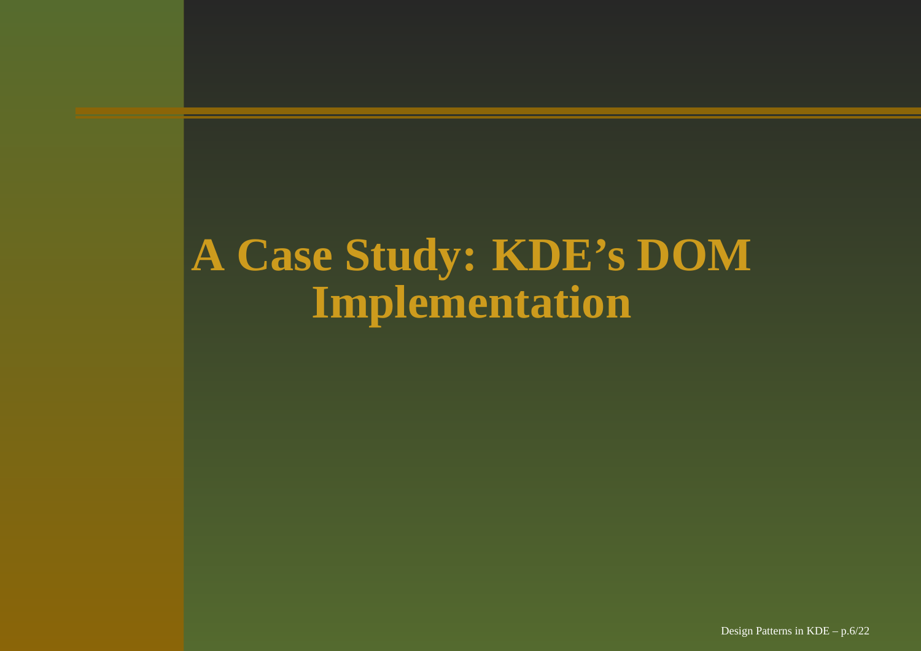# A Case Study: KDE's DOM Implementation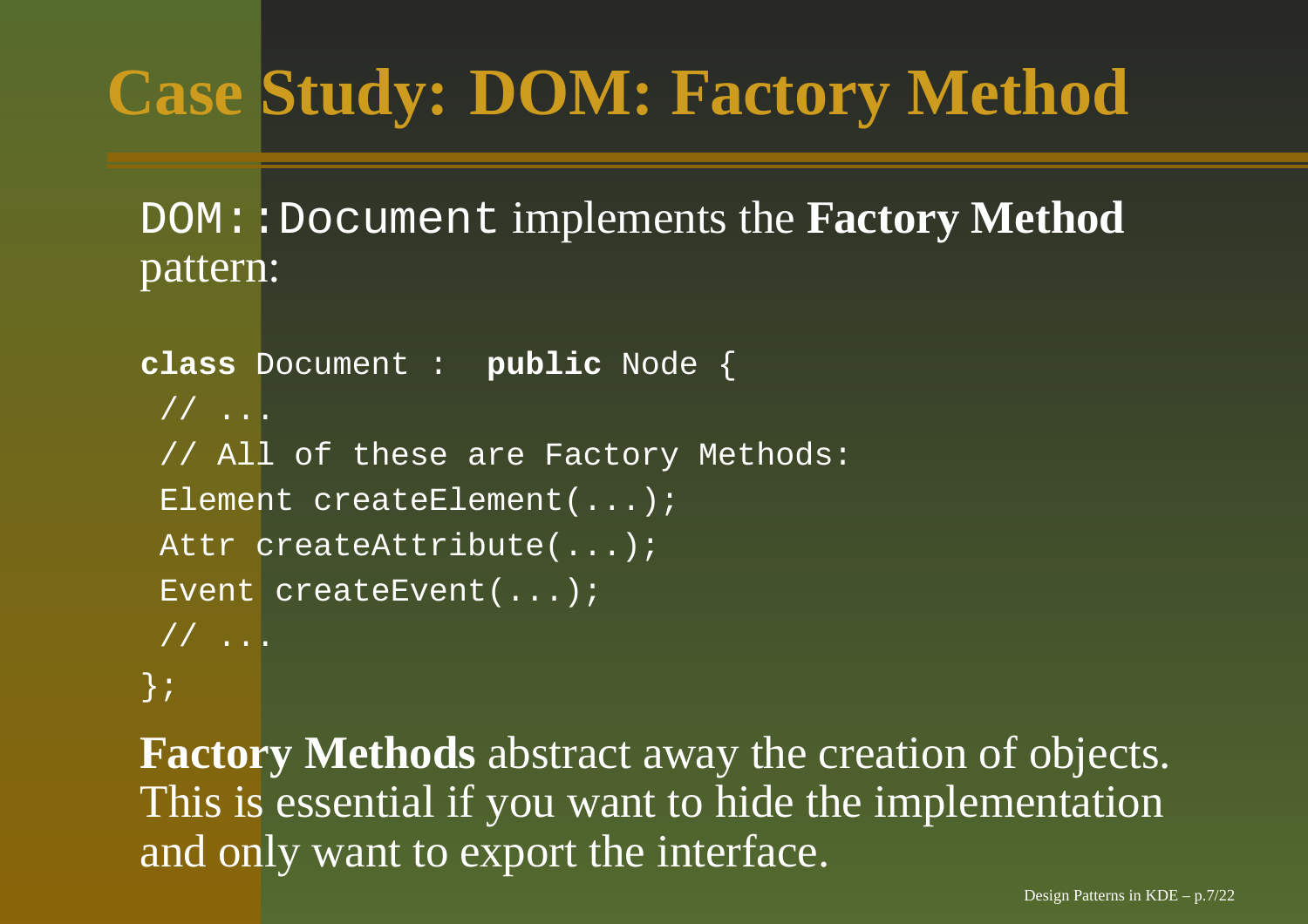# Case Study: DOM: Factory Method

`DOM::Document` implements the **Factory Method** pattern:

```
class Document :  public Node {
 // ...
 // All of these are Factory Methods:
 Element createElement(...);
 Attr createAttribute(...);
 Event createEvent(...);
 // ...
};
```

**Factory Methods** abstract away the creation of objects. This is essential if you want to hide the implementation and only want to export the interface.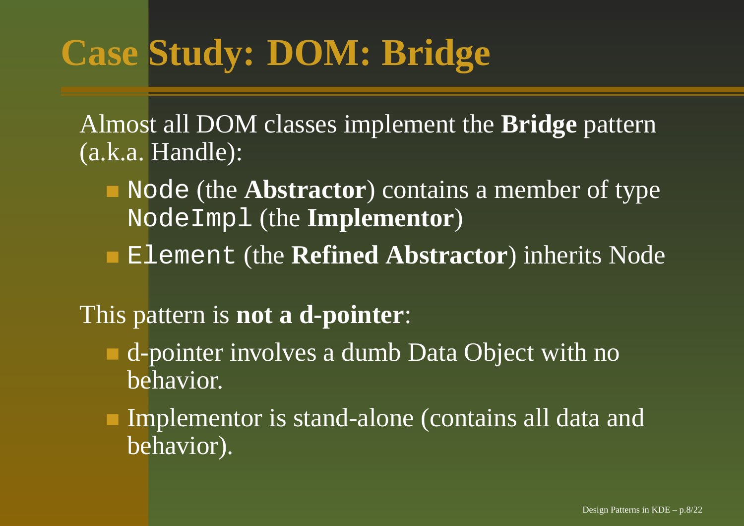# Case Study: DOM: Bridge

Almost all DOM classes implement the **Bridge** pattern (a.k.a. Handle):

- `Node` (the **Abstractor**) contains a member of type `NodeImpl` (the **Implementor**)
- `Element` (the **Refined Abstractor**) inherits Node

This pattern is **not a d-pointer**:

- d-pointer involves a dumb Data Object with no behavior.
- Implementor is stand-alone (contains all data and behavior).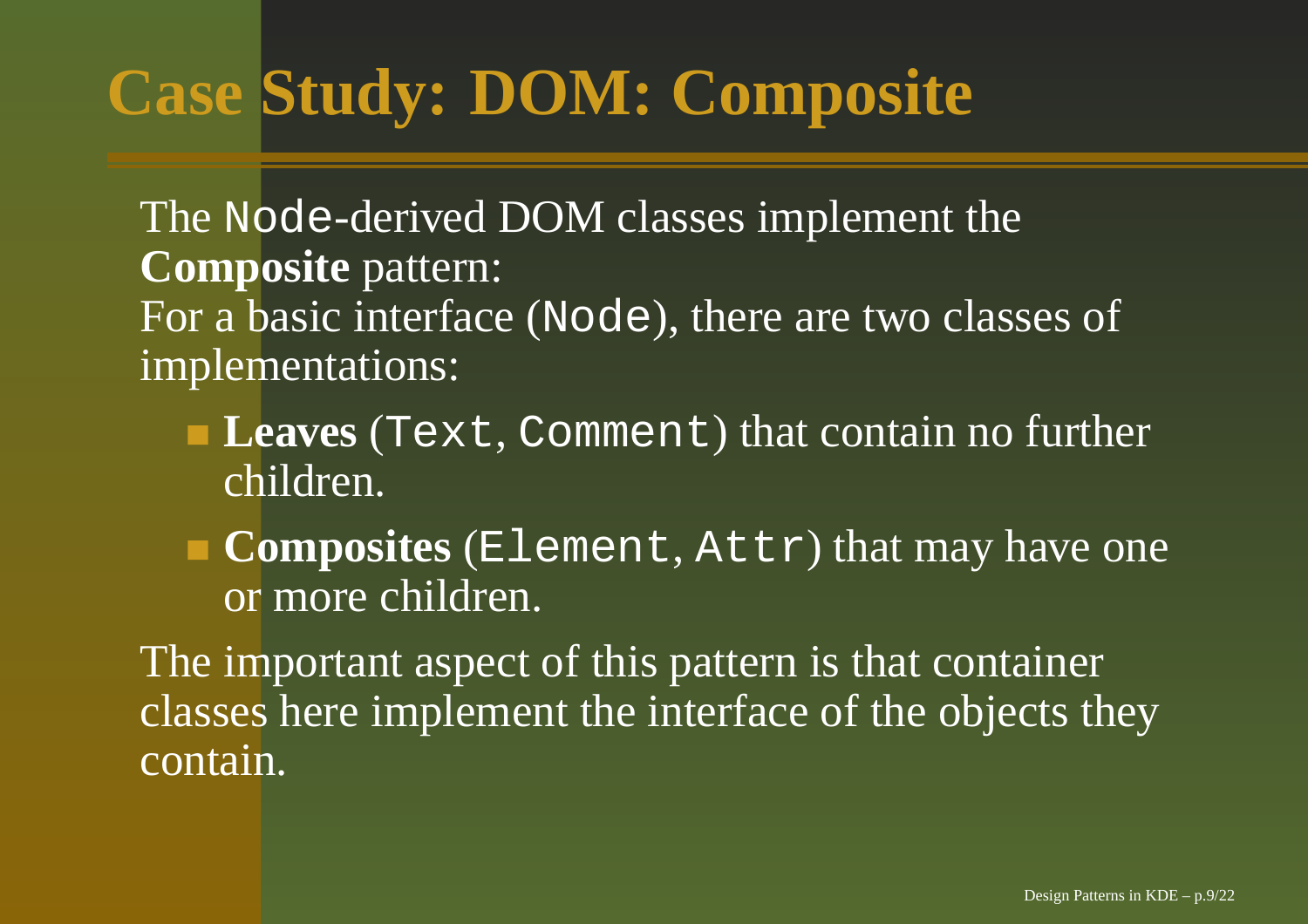# Case Study: DOM: Composite

The `Node`-derived DOM classes implement the **Composite** pattern:
For a basic interface (`Node`), there are two classes of implementations:

- **Leaves** (`Text`, `Comment`) that contain no further children.
- **Composites** (`Element`, `Attr`) that may have one or more children.

The important aspect of this pattern is that container classes here implement the interface of the objects they contain.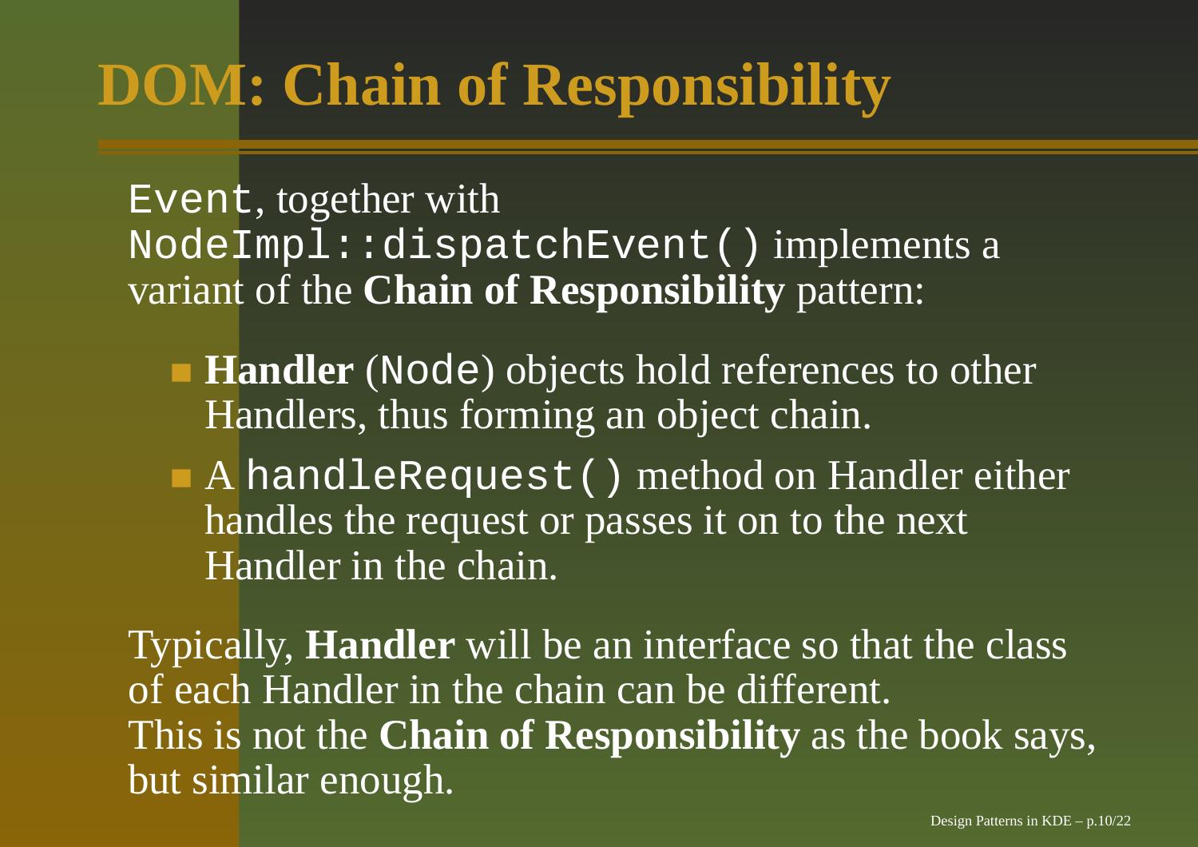# DOM: Chain of Responsibility

`Event`, together with `NodeImpl::dispatchEvent()` implements a variant of the **Chain of Responsibility** pattern:

- **Handler** (`Node`) objects hold references to other Handlers, thus forming an object chain.
- A `handleRequest()` method on Handler either handles the request or passes it on to the next Handler in the chain.

Typically, **Handler** will be an interface so that the class of each Handler in the chain can be different.
This is not the **Chain of Responsibility** as the book says, but similar enough.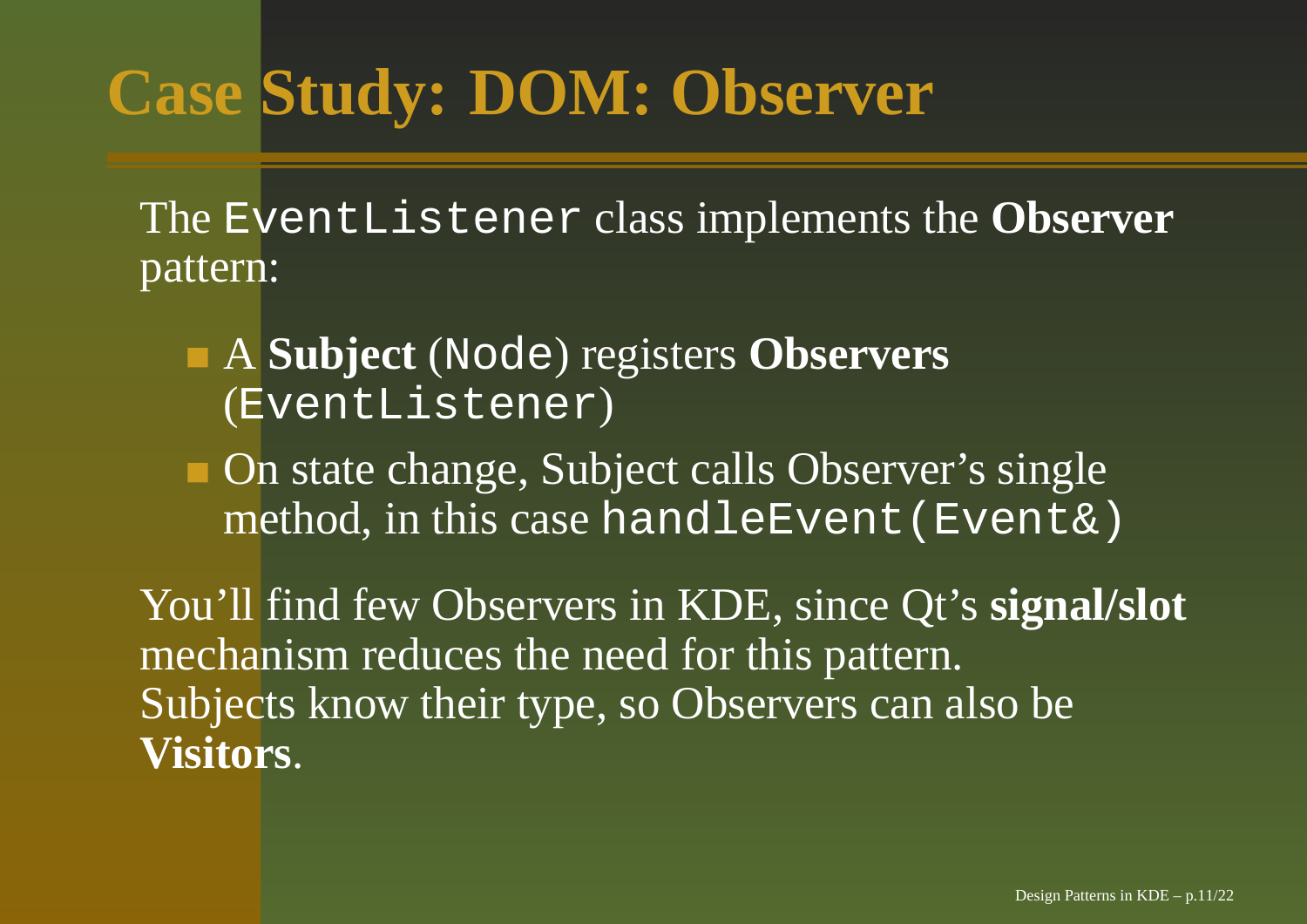# Case Study: DOM: Observer

The `EventListener` class implements the **Observer** pattern:

- A **Subject** (`Node`) registers **Observers** (`EventListener`)
- On state change, Subject calls Observer's single method, in this case `handleEvent(Event&)`

You'll find few Observers in KDE, since Qt's **signal/slot** mechanism reduces the need for this pattern.
Subjects know their type, so Observers can also be **Visitors**.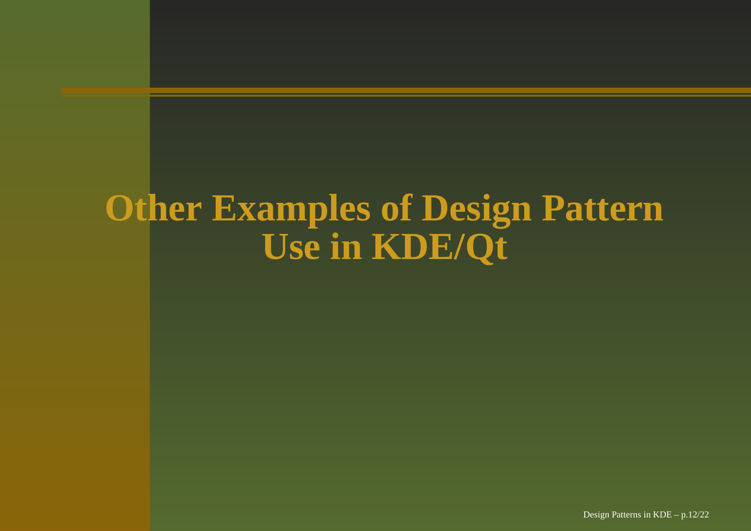# Other Examples of Design Pattern Use in KDE/Qt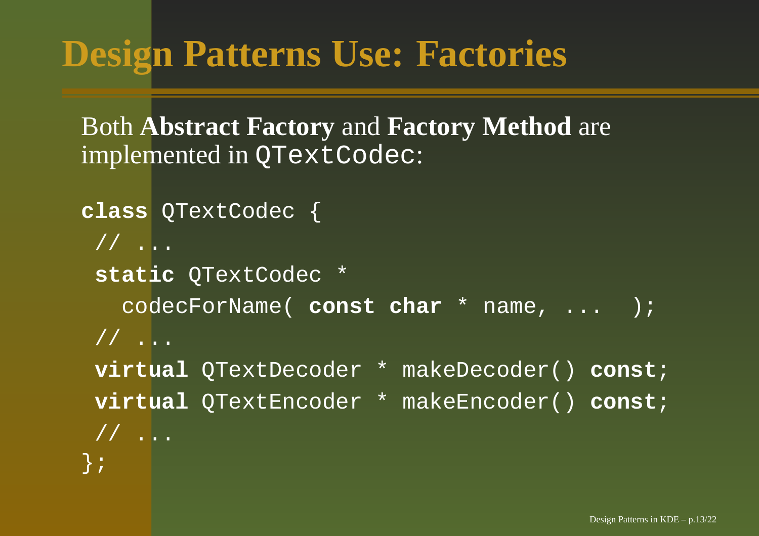# Design Patterns Use: Factories

Both **Abstract Factory** and **Factory Method** are implemented in `QTextCodec`:

```
class QTextCodec {
 // ...
 static QTextCodec *
   codecForName( const char * name, ...  );
 // ...
 virtual QTextDecoder * makeDecoder() const;
 virtual QTextEncoder * makeEncoder() const;
 // ...
};
```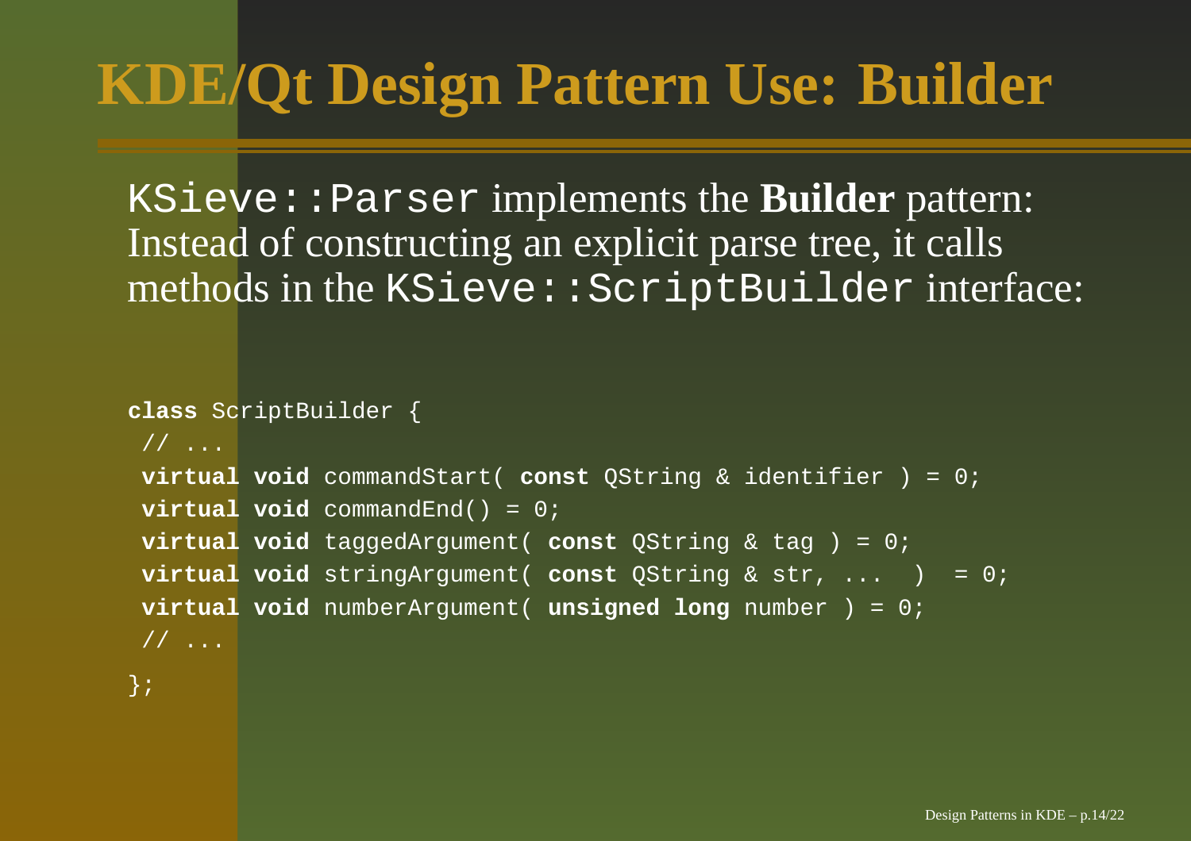# KDE/Qt Design Pattern Use: Builder

`KSieve::Parser` implements the **Builder** pattern: Instead of constructing an explicit parse tree, it calls methods in the `KSieve::ScriptBuilder` interface:

```
class ScriptBuilder {
 // ...
 virtual void commandStart( const QString & identifier ) = 0;
 virtual void commandEnd() = 0;
 virtual void taggedArgument( const QString & tag ) = 0;
 virtual void stringArgument( const QString & str, ...  )  = 0;
 virtual void numberArgument( unsigned long number ) = 0;
 // ...
};
```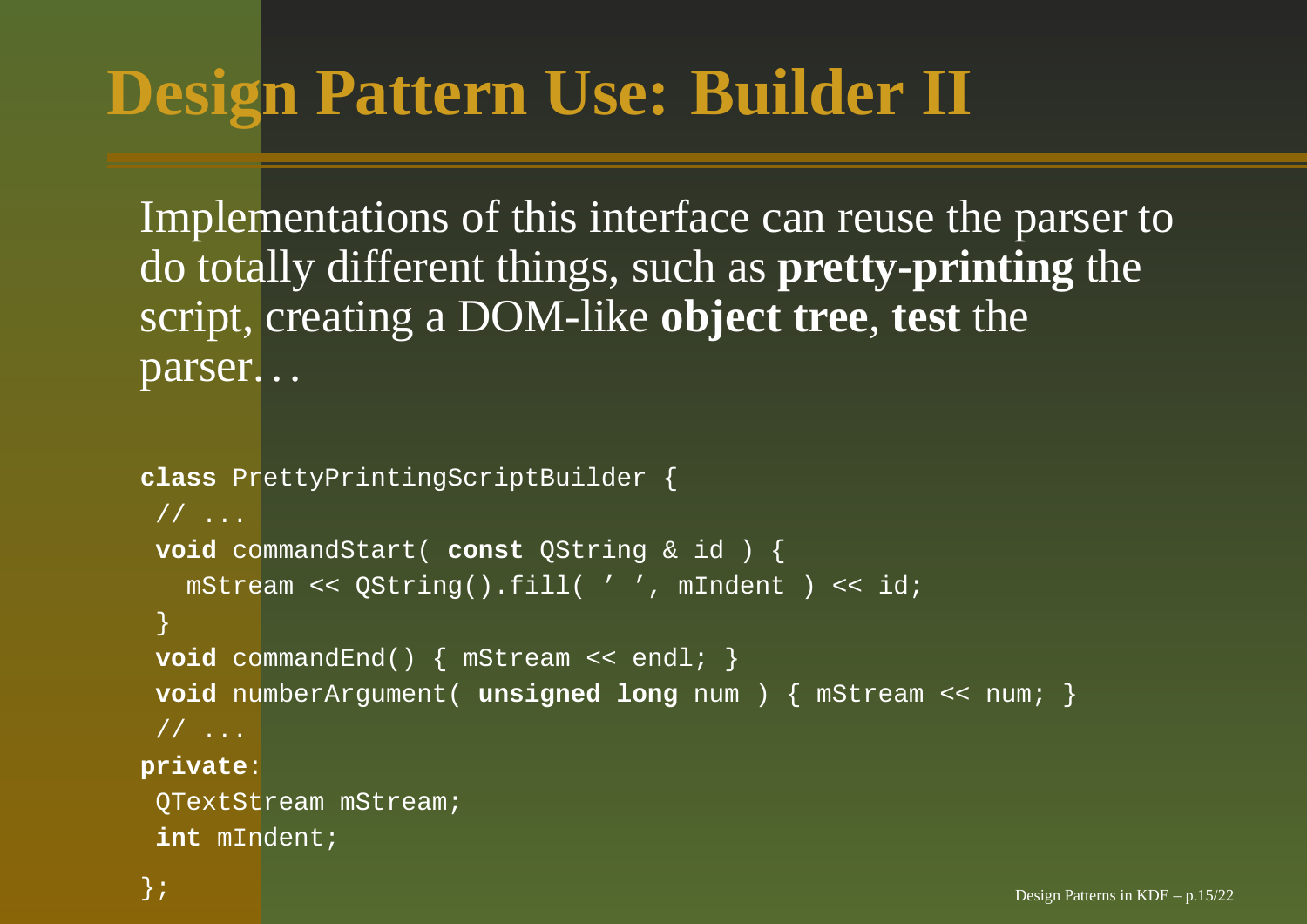# Design Pattern Use: Builder II

Implementations of this interface can reuse the parser to do totally different things, such as **pretty-printing** the script, creating a DOM-like **object tree**, **test** the parser…

```
class PrettyPrintingScriptBuilder {
 // ...
 void commandStart( const QString & id ) {
   mStream << QString().fill( ' ', mIndent ) << id;
 }
 void commandEnd() { mStream << endl; }
 void numberArgument( unsigned long num ) { mStream << num; }
 // ...
private:
 QTextStream mStream;
 int mIndent;
};
```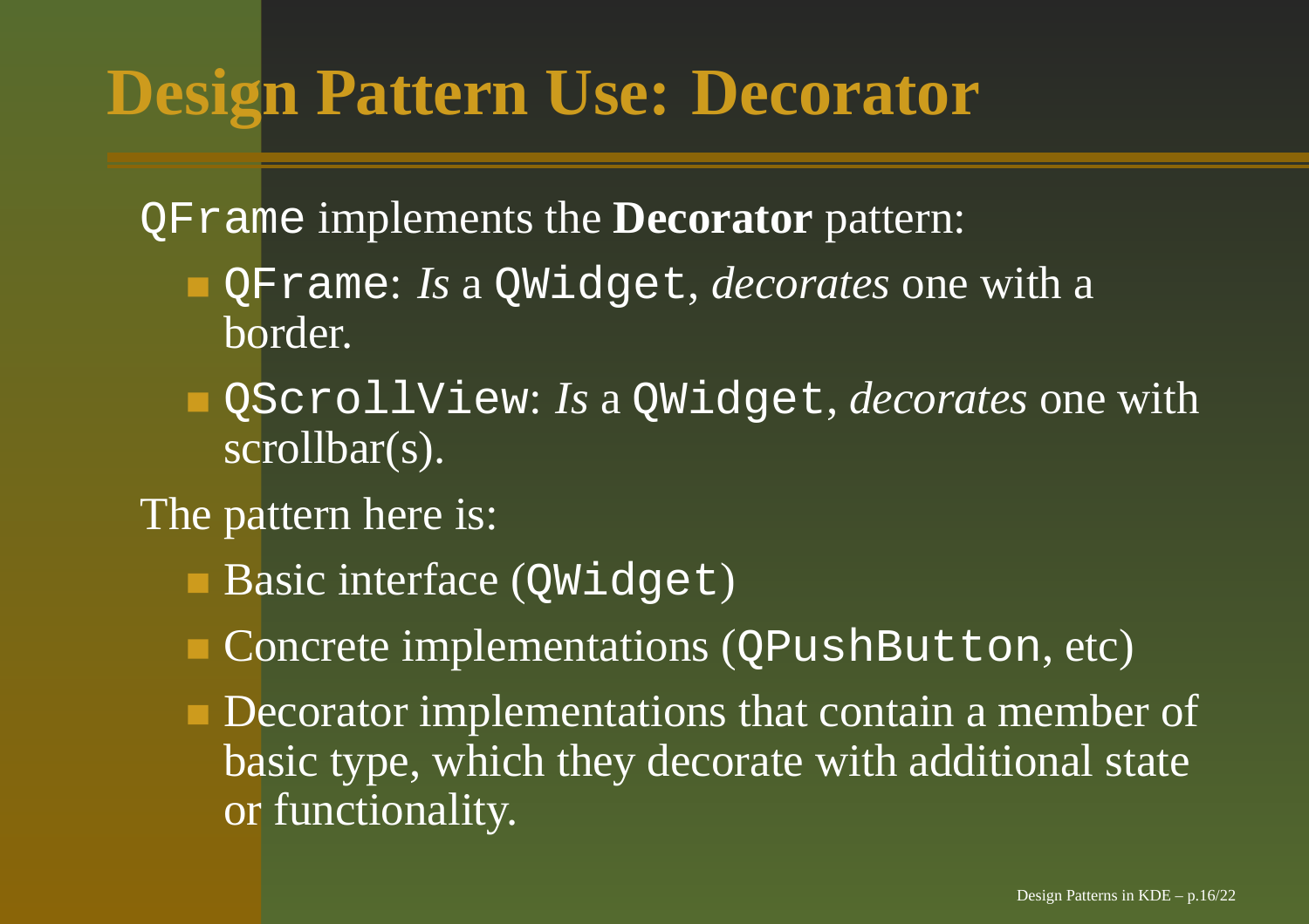# Design Pattern Use: Decorator

`QFrame` implements the **Decorator** pattern:

- `QFrame`: *Is* a `QWidget`, *decorates* one with a border.
- `QScrollView`: *Is* a `QWidget`, *decorates* one with scrollbar(s).

The pattern here is:

- Basic interface (`QWidget`)
- Concrete implementations (`QPushButton`, etc)
- Decorator implementations that contain a member of basic type, which they decorate with additional state or functionality.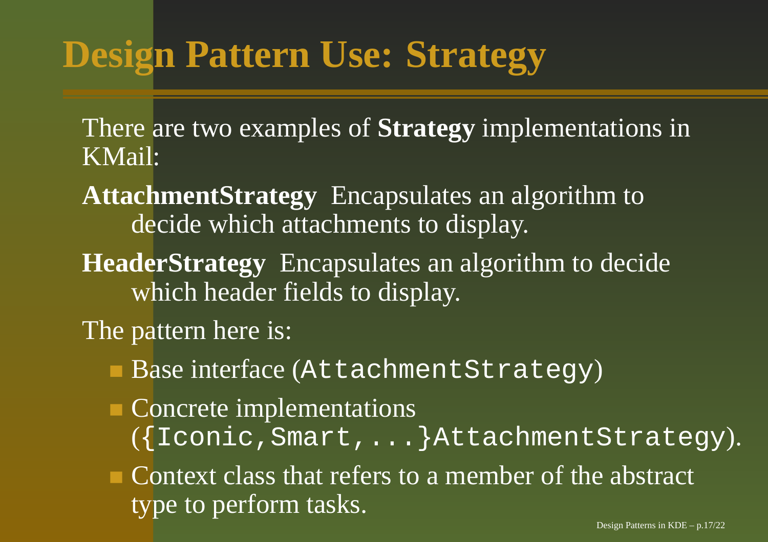# Design Pattern Use: Strategy

There are two examples of **Strategy** implementations in KMail:

**AttachmentStrategy** Encapsulates an algorithm to decide which attachments to display.

**HeaderStrategy** Encapsulates an algorithm to decide which header fields to display.

The pattern here is:

- Base interface (`AttachmentStrategy`)
- Concrete implementations (`{Iconic,Smart,...}AttachmentStrategy`).
- Context class that refers to a member of the abstract type to perform tasks.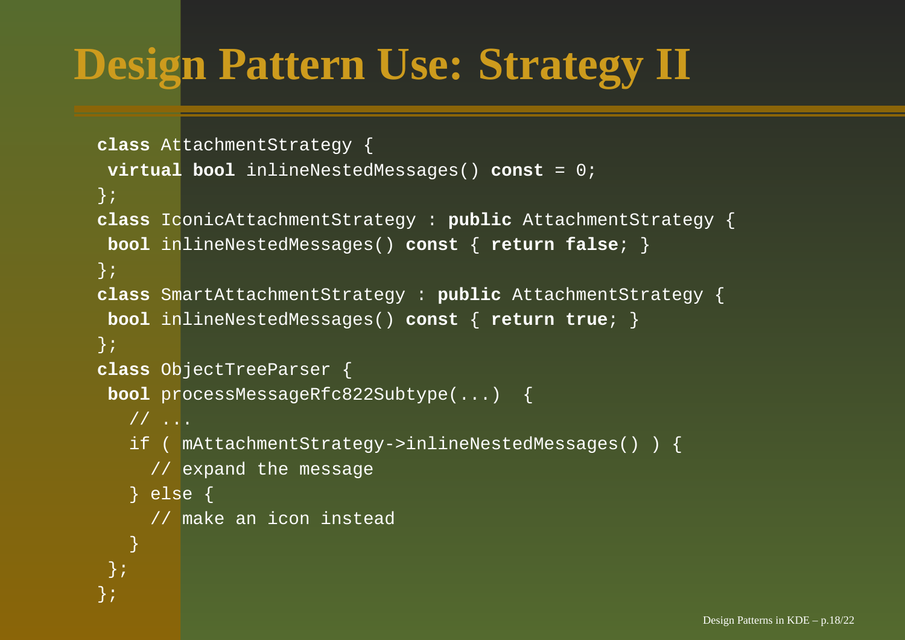# Design Pattern Use: Strategy II

```
class AttachmentStrategy {
 virtual bool inlineNestedMessages() const = 0;
};
class IconicAttachmentStrategy : public AttachmentStrategy {
 bool inlineNestedMessages() const { return false; }
};
class SmartAttachmentStrategy : public AttachmentStrategy {
 bool inlineNestedMessages() const { return true; }
};
class ObjectTreeParser {
 bool processMessageRfc822Subtype(...)  {
   // ...
   if ( mAttachmentStrategy->inlineNestedMessages() ) {
     // expand the message
   } else {
     // make an icon instead
   }
 };
};
```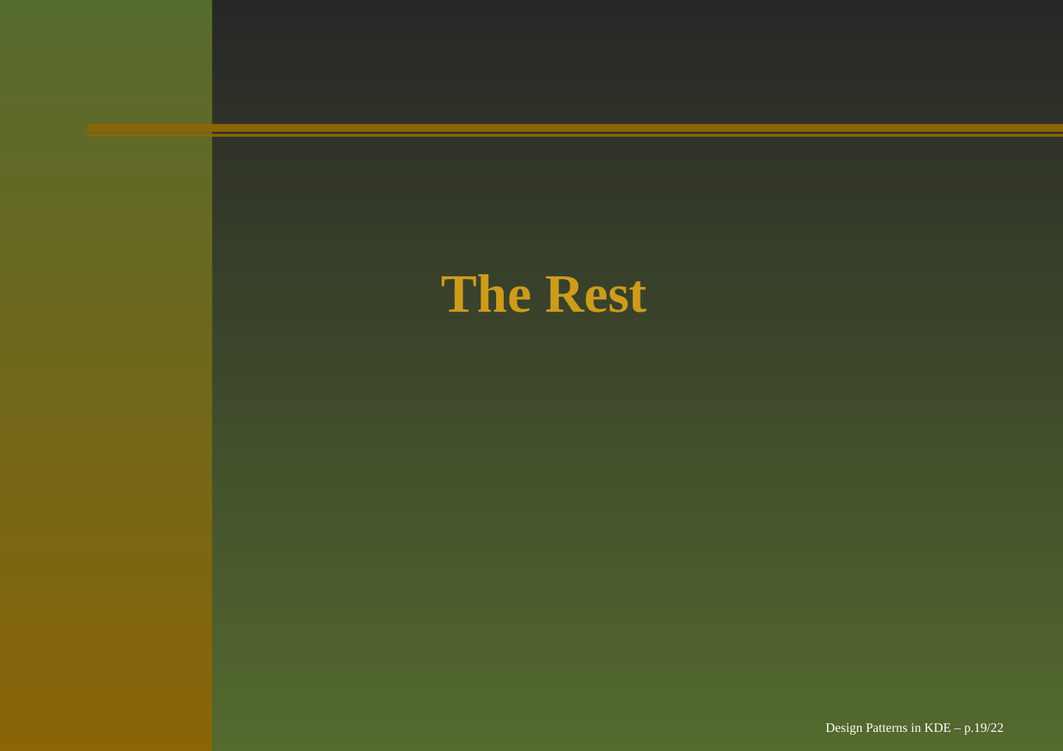# The Rest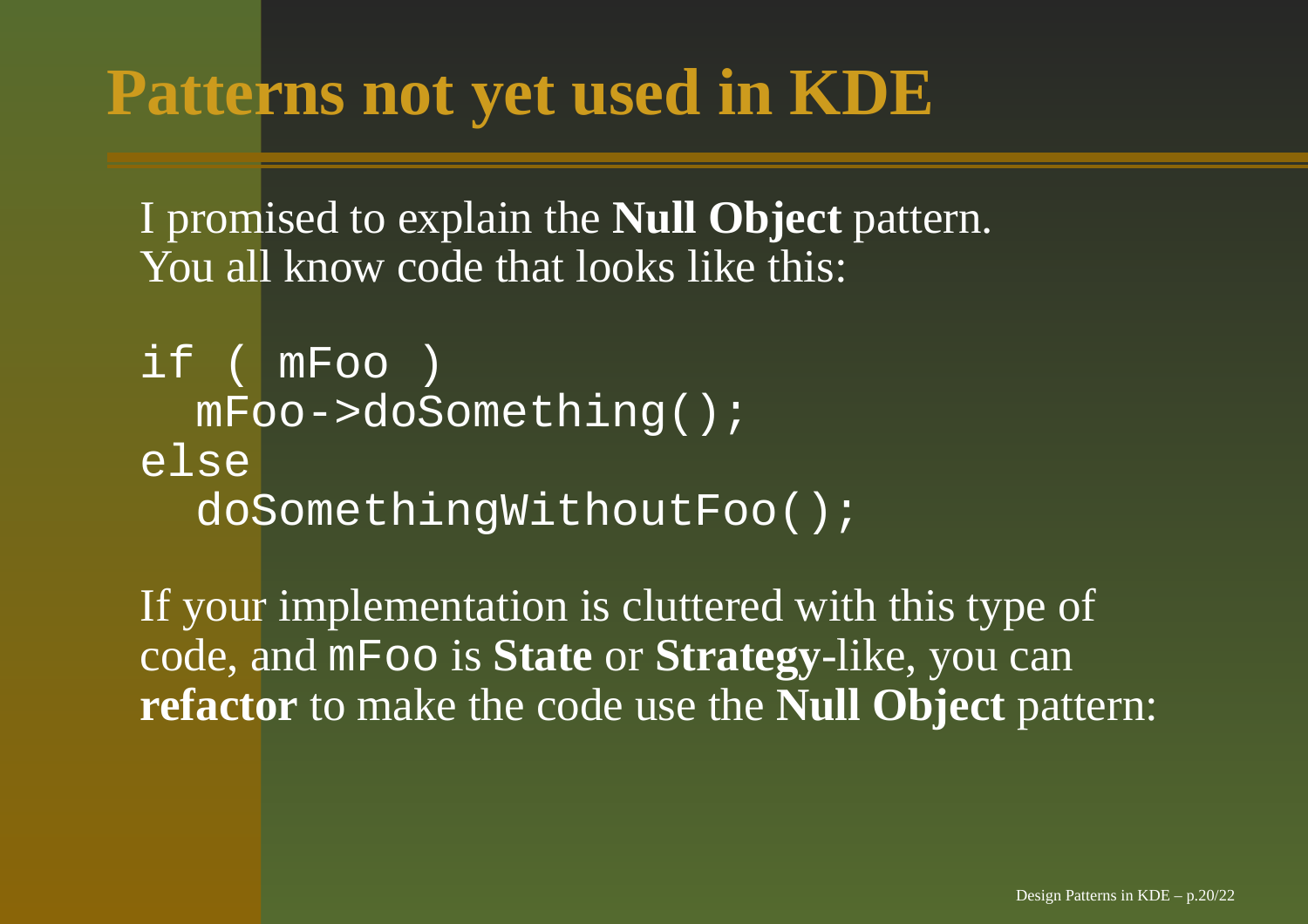# Patterns not yet used in KDE

I promised to explain the **Null Object** pattern.
You all know code that looks like this:

```
if ( mFoo )
  mFoo->doSomething();
else
  doSomethingWithoutFoo();
```

If your implementation is cluttered with this type of code, and `mFoo` is **State** or **Strategy**-like, you can **refactor** to make the code use the **Null Object** pattern: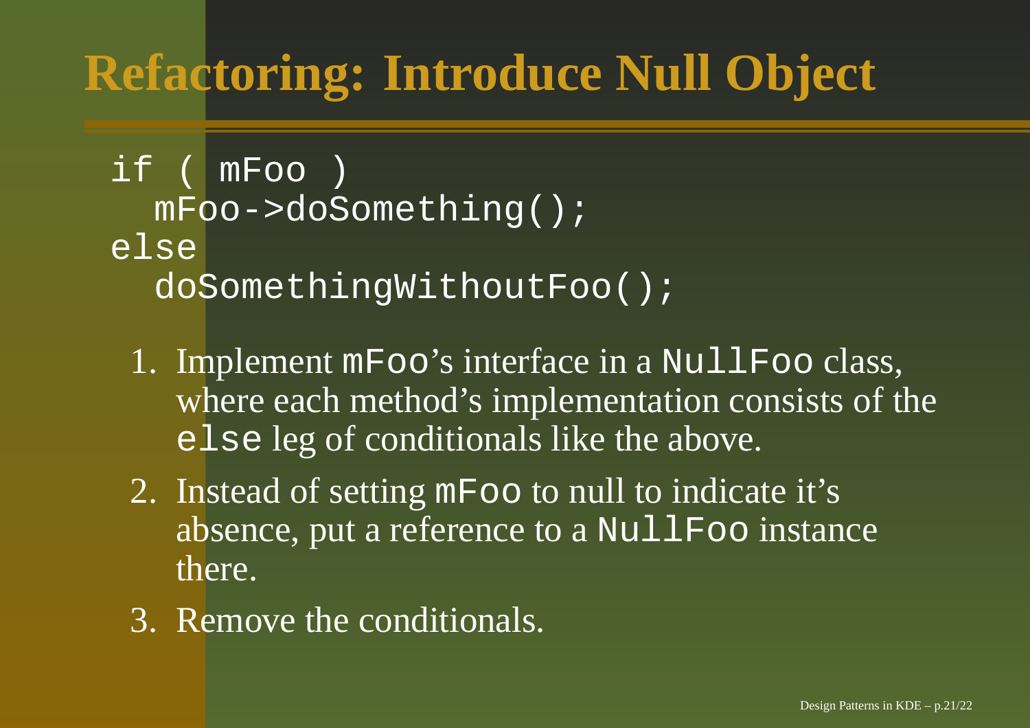# Refactoring: Introduce Null Object

```
if ( mFoo )
  mFoo->doSomething();
else
  doSomethingWithoutFoo();
```

1. Implement `mFoo`'s interface in a `NullFoo` class, where each method's implementation consists of the `else` leg of conditionals like the above.
2. Instead of setting `mFoo` to null to indicate it's absence, put a reference to a `NullFoo` instance there.
3. Remove the conditionals.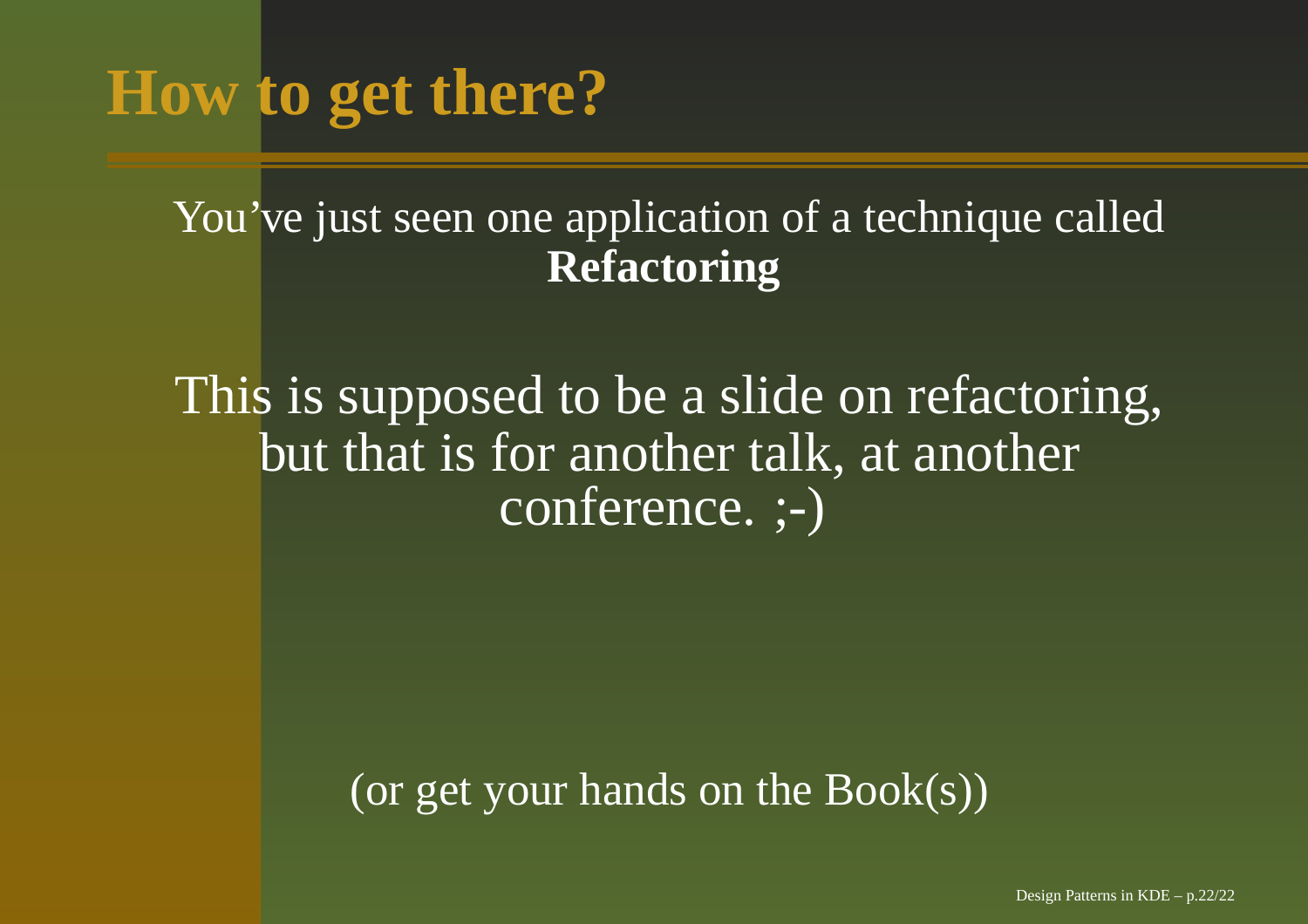# How to get there?

You've just seen one application of a technique called **Refactoring**

This is supposed to be a slide on refactoring, but that is for another talk, at another conference. ;-)

(or get your hands on the Book(s))